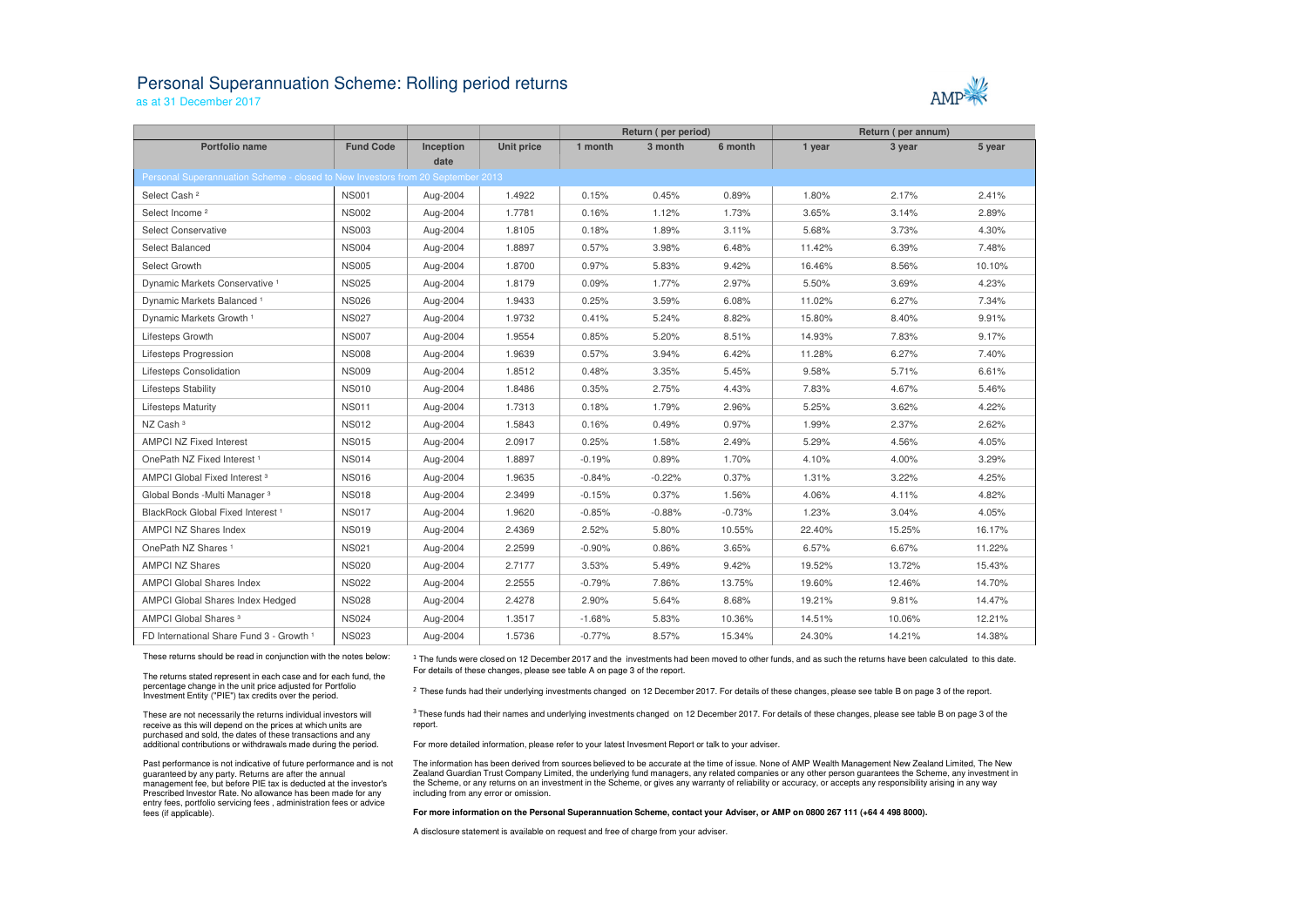# Personal Superannuation Scheme: Rolling period returns

as at 31 December 2017

| Portfolio name | Fund Code | Inception date | Unit price | Return ( per period) | | | Return ( per annum) | | |
|---|---|---|---|---|---|---|---|---|---|
| | | | | 1 month | 3 month | 6 month | 1 year | 3 year | 5 year |
| **Personal Superannuation Scheme - closed to New Investors from 20 September 2013** | | | | | | | | | |
| Select Cash [2] | NS001 | Aug-2004 | 1.4922 | 0.15% | 0.45% | 0.89% | 1.80% | 2.17% | 2.41% |
| Select Income [2] | NS002 | Aug-2004 | 1.7781 | 0.16% | 1.12% | 1.73% | 3.65% | 3.14% | 2.89% |
| Select Conservative | NS003 | Aug-2004 | 1.8105 | 0.18% | 1.89% | 3.11% | 5.68% | 3.73% | 4.30% |
| Select Balanced | NS004 | Aug-2004 | 1.8897 | 0.57% | 3.98% | 6.48% | 11.42% | 6.39% | 7.48% |
| Select Growth | NS005 | Aug-2004 | 1.8700 | 0.97% | 5.83% | 9.42% | 16.46% | 8.56% | 10.10% |
| Dynamic Markets Conservative [1] | NS025 | Aug-2004 | 1.8179 | 0.09% | 1.77% | 2.97% | 5.50% | 3.69% | 4.23% |
| Dynamic Markets Balanced [1] | NS026 | Aug-2004 | 1.9433 | 0.25% | 3.59% | 6.08% | 11.02% | 6.27% | 7.34% |
| Dynamic Markets Growth [1] | NS027 | Aug-2004 | 1.9732 | 0.41% | 5.24% | 8.82% | 15.80% | 8.40% | 9.91% |
| Lifesteps Growth | NS007 | Aug-2004 | 1.9554 | 0.85% | 5.20% | 8.51% | 14.93% | 7.83% | 9.17% |
| Lifesteps Progression | NS008 | Aug-2004 | 1.9639 | 0.57% | 3.94% | 6.42% | 11.28% | 6.27% | 7.40% |
| Lifesteps Consolidation | NS009 | Aug-2004 | 1.8512 | 0.48% | 3.35% | 5.45% | 9.58% | 5.71% | 6.61% |
| Lifesteps Stability | NS010 | Aug-2004 | 1.8486 | 0.35% | 2.75% | 4.43% | 7.83% | 4.67% | 5.46% |
| Lifesteps Maturity | NS011 | Aug-2004 | 1.7313 | 0.18% | 1.79% | 2.96% | 5.25% | 3.62% | 4.22% |
| NZ Cash [3] | NS012 | Aug-2004 | 1.5843 | 0.16% | 0.49% | 0.97% | 1.99% | 2.37% | 2.62% |
| AMPCI NZ Fixed Interest | NS015 | Aug-2004 | 2.0917 | 0.25% | 1.58% | 2.49% | 5.29% | 4.56% | 4.05% |
| OnePath NZ Fixed Interest [1] | NS014 | Aug-2004 | 1.8897 | -0.19% | 0.89% | 1.70% | 4.10% | 4.00% | 3.29% |
| AMPCI Global Fixed Interest [3] | NS016 | Aug-2004 | 1.9635 | -0.84% | -0.22% | 0.37% | 1.31% | 3.22% | 4.25% |
| Global Bonds -Multi Manager [3] | NS018 | Aug-2004 | 2.3499 | -0.15% | 0.37% | 1.56% | 4.06% | 4.11% | 4.82% |
| BlackRock Global Fixed Interest [1] | NS017 | Aug-2004 | 1.9620 | -0.85% | -0.88% | -0.73% | 1.23% | 3.04% | 4.05% |
| AMPCI NZ Shares Index | NS019 | Aug-2004 | 2.4369 | 2.52% | 5.80% | 10.55% | 22.40% | 15.25% | 16.17% |
| OnePath NZ Shares [1] | NS021 | Aug-2004 | 2.2599 | -0.90% | 0.86% | 3.65% | 6.57% | 6.67% | 11.22% |
| AMPCI NZ Shares | NS020 | Aug-2004 | 2.7177 | 3.53% | 5.49% | 9.42% | 19.52% | 13.72% | 15.43% |
| AMPCI Global Shares Index | NS022 | Aug-2004 | 2.2555 | -0.79% | 7.86% | 13.75% | 19.60% | 12.46% | 14.70% |
| AMPCI Global Shares Index Hedged | NS028 | Aug-2004 | 2.4278 | 2.90% | 5.64% | 8.68% | 19.21% | 9.81% | 14.47% |
| AMPCI Global Shares [3] | NS024 | Aug-2004 | 1.3517 | -1.68% | 5.83% | 10.36% | 14.51% | 10.06% | 12.21% |
| FD International Share Fund 3 - Growth [1] | NS023 | Aug-2004 | 1.5736 | -0.77% | 8.57% | 15.34% | 24.30% | 14.21% | 14.38% |

These returns should be read in conjunction with the notes below:

The returns stated represent in each case and for each fund, the percentage change in the unit price adjusted for Portfolio Investment Entity ("PIE") tax credits over the period.

These are not necessarily the returns individual investors will receive as this will depend on the prices at which units are purchased and sold, the dates of these transactions and any additional contributions or withdrawals made during the period.

Past performance is not indicative of future performance and is not guaranteed by any party. Returns are after the annual management fee, but before PIE tax is deducted at the investor's Prescribed Investor Rate. No allowance has been made for any entry fees, portfolio servicing fees , administration fees or advice fees (if applicable).

[1] The funds were closed on 12 December 2017 and the investments had been moved to other funds, and as such the returns have been calculated to this date. For details of these changes, please see table A on page 3 of the report.

[2] These funds had their underlying investments changed on 12 December 2017. For details of these changes, please see table B on page 3 of the report.

[3] These funds had their names and underlying investments changed on 12 December 2017. For details of these changes, please see table B on page 3 of the report.

For more detailed information, please refer to your latest Invesment Report or talk to your adviser.

The information has been derived from sources believed to be accurate at the time of issue. None of AMP Wealth Management New Zealand Limited, The New Zealand Guardian Trust Company Limited, the underlying fund managers, any related companies or any other person guarantees the Scheme, any investment in the Scheme, or any returns on an investment in the Scheme, or gives any warranty of reliability or accuracy, or accepts any responsibility arising in any way including from any error or omission.

**For more information on the Personal Superannuation Scheme, contact your Adviser, or AMP on 0800 267 111 (+64 4 498 8000).**

A disclosure statement is available on request and free of charge from your adviser.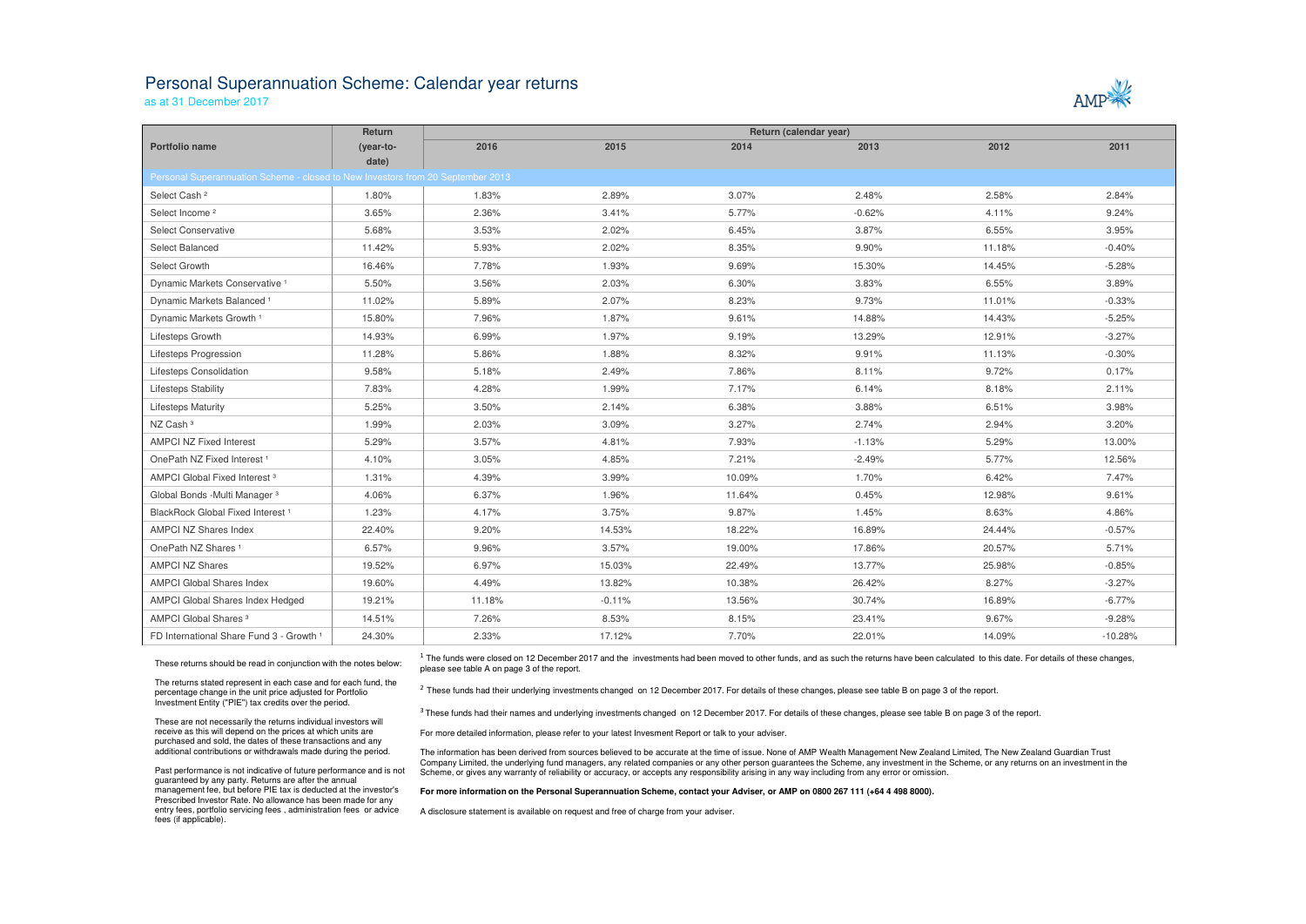# Personal Superannuation Scheme: Calendar year returns

as at 31 December 2017

| Portfolio name | Return (year-to-date) | Return (calendar year) | | | | | |
|---|---|---|---|---|---|---|---|
| | | 2016 | 2015 | 2014 | 2013 | 2012 | 2011 |
| **Personal Superannuation Scheme - closed to New Investors from 20 September 2013** | | | | | | | |
| Select Cash [2] | 1.80% | 1.83% | 2.89% | 3.07% | 2.48% | 2.58% | 2.84% |
| Select Income [2] | 3.65% | 2.36% | 3.41% | 5.77% | -0.62% | 4.11% | 9.24% |
| Select Conservative | 5.68% | 3.53% | 2.02% | 6.45% | 3.87% | 6.55% | 3.95% |
| Select Balanced | 11.42% | 5.93% | 2.02% | 8.35% | 9.90% | 11.18% | -0.40% |
| Select Growth | 16.46% | 7.78% | 1.93% | 9.69% | 15.30% | 14.45% | -5.28% |
| Dynamic Markets Conservative [1] | 5.50% | 3.56% | 2.03% | 6.30% | 3.83% | 6.55% | 3.89% |
| Dynamic Markets Balanced [1] | 11.02% | 5.89% | 2.07% | 8.23% | 9.73% | 11.01% | -0.33% |
| Dynamic Markets Growth [1] | 15.80% | 7.96% | 1.87% | 9.61% | 14.88% | 14.43% | -5.25% |
| Lifesteps Growth | 14.93% | 6.99% | 1.97% | 9.19% | 13.29% | 12.91% | -3.27% |
| Lifesteps Progression | 11.28% | 5.86% | 1.88% | 8.32% | 9.91% | 11.13% | -0.30% |
| Lifesteps Consolidation | 9.58% | 5.18% | 2.49% | 7.86% | 8.11% | 9.72% | 0.17% |
| Lifesteps Stability | 7.83% | 4.28% | 1.99% | 7.17% | 6.14% | 8.18% | 2.11% |
| Lifesteps Maturity | 5.25% | 3.50% | 2.14% | 6.38% | 3.88% | 6.51% | 3.98% |
| NZ Cash [3] | 1.99% | 2.03% | 3.09% | 3.27% | 2.74% | 2.94% | 3.20% |
| AMPCI NZ Fixed Interest | 5.29% | 3.57% | 4.81% | 7.93% | -1.13% | 5.29% | 13.00% |
| OnePath NZ Fixed Interest [1] | 4.10% | 3.05% | 4.85% | 7.21% | -2.49% | 5.77% | 12.56% |
| AMPCI Global Fixed Interest [3] | 1.31% | 4.39% | 3.99% | 10.09% | 1.70% | 6.42% | 7.47% |
| Global Bonds -Multi Manager [3] | 4.06% | 6.37% | 1.96% | 11.64% | 0.45% | 12.98% | 9.61% |
| BlackRock Global Fixed Interest [1] | 1.23% | 4.17% | 3.75% | 9.87% | 1.45% | 8.63% | 4.86% |
| AMPCI NZ Shares Index | 22.40% | 9.20% | 14.53% | 18.22% | 16.89% | 24.44% | -0.57% |
| OnePath NZ Shares [1] | 6.57% | 9.96% | 3.57% | 19.00% | 17.86% | 20.57% | 5.71% |
| AMPCI NZ Shares | 19.52% | 6.97% | 15.03% | 22.49% | 13.77% | 25.98% | -0.85% |
| AMPCI Global Shares Index | 19.60% | 4.49% | 13.82% | 10.38% | 26.42% | 8.27% | -3.27% |
| AMPCI Global Shares Index Hedged | 19.21% | 11.18% | -0.11% | 13.56% | 30.74% | 16.89% | -6.77% |
| AMPCI Global Shares [3] | 14.51% | 7.26% | 8.53% | 8.15% | 23.41% | 9.67% | -9.28% |
| FD International Share Fund 3 - Growth [1] | 24.30% | 2.33% | 17.12% | 7.70% | 22.01% | 14.09% | -10.28% |

These returns should be read in conjunction with the notes below:

The returns stated represent in each case and for each fund, the percentage change in the unit price adjusted for Portfolio Investment Entity ("PIE") tax credits over the period.

These are not necessarily the returns individual investors will receive as this will depend on the prices at which units are purchased and sold, the dates of these transactions and any additional contributions or withdrawals made during the period.

Past performance is not indicative of future performance and is not guaranteed by any party. Returns are after the annual management fee, but before PIE tax is deducted at the investor's Prescribed Investor Rate. No allowance has been made for any entry fees, portfolio servicing fees , administration fees or advice fees (if applicable).

[1] The funds were closed on 12 December 2017 and the investments had been moved to other funds, and as such the returns have been calculated to this date. For details of these changes, please see table A on page 3 of the report.

[2] These funds had their underlying investments changed on 12 December 2017. For details of these changes, please see table B on page 3 of the report.

[3] These funds had their names and underlying investments changed on 12 December 2017. For details of these changes, please see table B on page 3 of the report.

For more detailed information, please refer to your latest Invesment Report or talk to your adviser.

The information has been derived from sources believed to be accurate at the time of issue. None of AMP Wealth Management New Zealand Limited, The New Zealand Guardian Trust Company Limited, the underlying fund managers, any related companies or any other person guarantees the Scheme, any investment in the Scheme, or any returns on an investment in the Scheme, or gives any warranty of reliability or accuracy, or accepts any responsibility arising in any way including from any error or omission.

**For more information on the Personal Superannuation Scheme, contact your Adviser, or AMP on 0800 267 111 (+64 4 498 8000).**

A disclosure statement is available on request and free of charge from your adviser.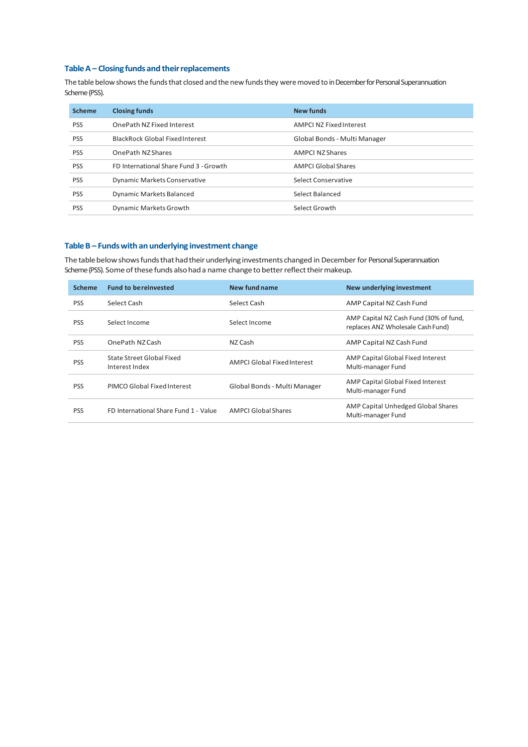### Table A – Closing funds and their replacements

The table below shows the funds that closed and the new funds they were moved to in December for Personal Superannuation Scheme (PSS).

| Scheme | Closing funds | New funds |
|---|---|---|
| PSS | OnePath NZ Fixed Interest | AMPCI NZ Fixed Interest |
| PSS | BlackRock Global Fixed Interest | Global Bonds - Multi Manager |
| PSS | OnePath NZ Shares | AMPCI NZ Shares |
| PSS | FD International Share Fund 3 - Growth | AMPCI Global Shares |
| PSS | Dynamic Markets Conservative | Select Conservative |
| PSS | Dynamic Markets Balanced | Select Balanced |
| PSS | Dynamic Markets Growth | Select Growth |

### Table B – Funds with an underlying investment change

The table below shows funds that had their underlying investments changed in December for Personal Superannuation Scheme (PSS). Some of these funds also had a name change to better reflect their makeup.

| Scheme | Fund to be reinvested | New fund name | New underlying investment |
|---|---|---|---|
| PSS | Select Cash | Select Cash | AMP Capital NZ Cash Fund |
| PSS | Select Income | Select Income | AMP Capital NZ Cash Fund (30% of fund, replaces ANZ Wholesale Cash Fund) |
| PSS | OnePath NZ Cash | NZ Cash | AMP Capital NZ Cash Fund |
| PSS | State Street Global Fixed Interest Index | AMPCI Global Fixed Interest | AMP Capital Global Fixed Interest Multi-manager Fund |
| PSS | PIMCO Global Fixed Interest | Global Bonds - Multi Manager | AMP Capital Global Fixed Interest Multi-manager Fund |
| PSS | FD International Share Fund 1 - Value | AMPCI Global Shares | AMP Capital Unhedged Global Shares Multi-manager Fund |